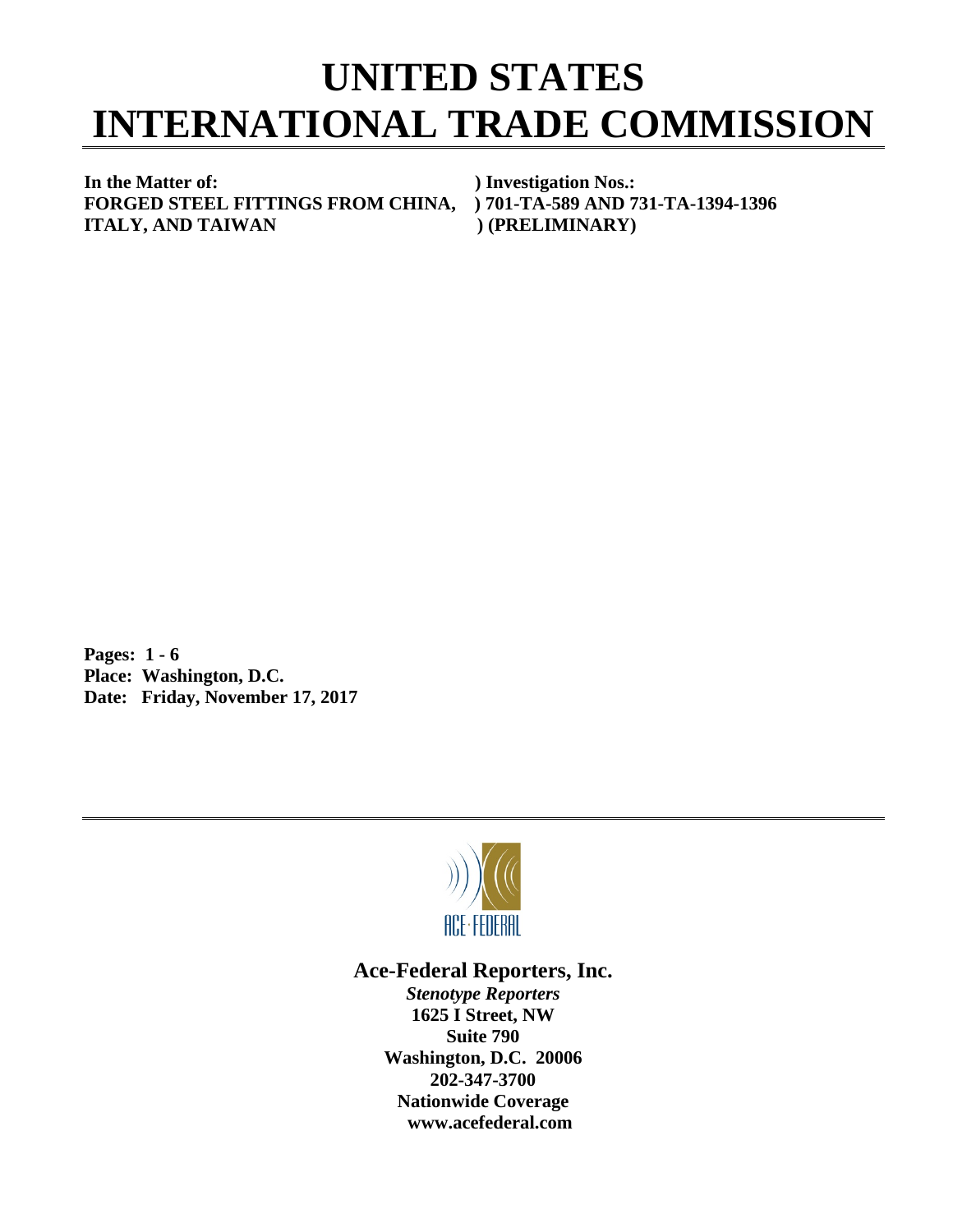# UNITED STATES INTERNATIONAL TRADE COMMISSION

| **In the Matter of:** | **) Investigation Nos.:** |
| --- | --- |
| **FORGED STEEL FITTINGS FROM CHINA,** | **) 701-TA-589 AND 731-TA-1394-1396** |
| **ITALY, AND TAIWAN** | **) (PRELIMINARY)** |

**Pages: 1 - 6**
**Place: Washington, D.C.**
**Date: Friday, November 17, 2017**

ACE-FEDERAL

**Ace-Federal Reporters, Inc.**
***Stenotype Reporters***
**1625 I Street, NW**
**Suite 790**
**Washington, D.C. 20006**
**202-347-3700**
**Nationwide Coverage**
**www.acefederal.com**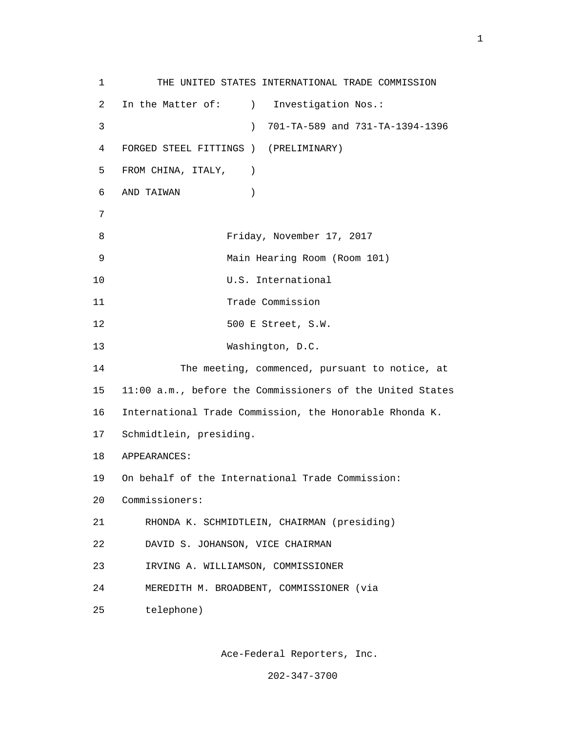THE UNITED STATES INTERNATIONAL TRADE COMMISSION

In the Matter of: ) Investigation Nos.:
) 701-TA-589 and 731-TA-1394-1396
FORGED STEEL FITTINGS ) (PRELIMINARY)
FROM CHINA, ITALY, )
AND TAIWAN )

Friday, November 17, 2017
Main Hearing Room (Room 101)
U.S. International
Trade Commission
500 E Street, S.W.
Washington, D.C.

The meeting, commenced, pursuant to notice, at 11:00 a.m., before the Commissioners of the United States International Trade Commission, the Honorable Rhonda K. Schmidtlein, presiding.

APPEARANCES:

On behalf of the International Trade Commission:

Commissioners:

RHONDA K. SCHMIDTLEIN, CHAIRMAN (presiding)
DAVID S. JOHANSON, VICE CHAIRMAN
IRVING A. WILLIAMSON, COMMISSIONER
MEREDITH M. BROADBENT, COMMISSIONER (via telephone)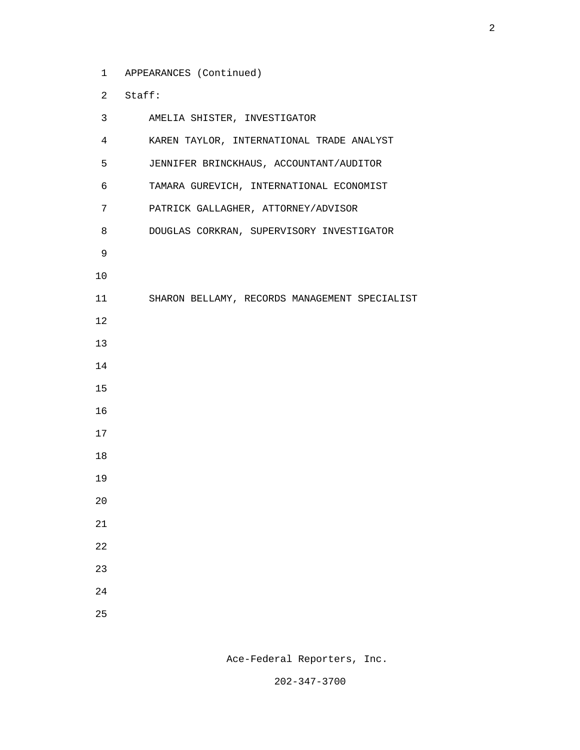APPEARANCES (Continued)

Staff:

AMELIA SHISTER, INVESTIGATOR

KAREN TAYLOR, INTERNATIONAL TRADE ANALYST

JENNIFER BRINCKHAUS, ACCOUNTANT/AUDITOR

TAMARA GUREVICH, INTERNATIONAL ECONOMIST

PATRICK GALLAGHER, ATTORNEY/ADVISOR

DOUGLAS CORKRAN, SUPERVISORY INVESTIGATOR

SHARON BELLAMY, RECORDS MANAGEMENT SPECIALIST

Ace-Federal Reporters, Inc.

202-347-3700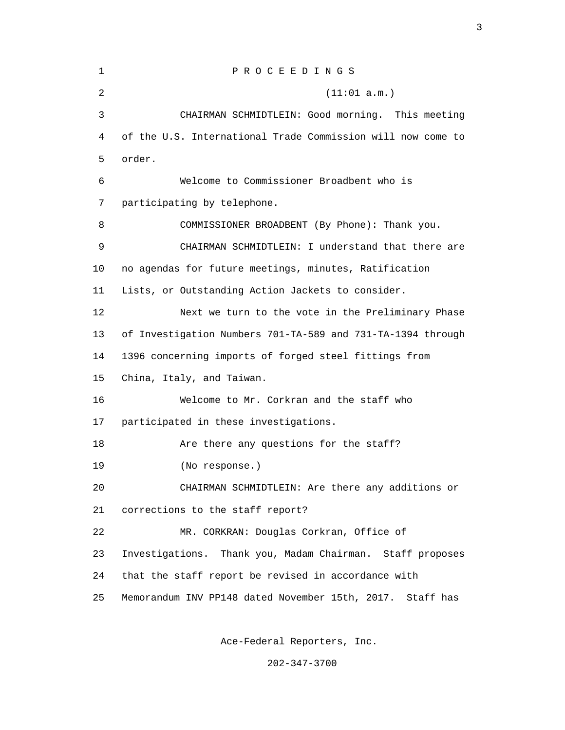P R O C E E D I N G S

(11:01 a.m.)

CHAIRMAN SCHMIDTLEIN: Good morning. This meeting of the U.S. International Trade Commission will now come to order.

Welcome to Commissioner Broadbent who is participating by telephone.

COMMISSIONER BROADBENT (By Phone): Thank you.

CHAIRMAN SCHMIDTLEIN: I understand that there are no agendas for future meetings, minutes, Ratification Lists, or Outstanding Action Jackets to consider.

Next we turn to the vote in the Preliminary Phase of Investigation Numbers 701-TA-589 and 731-TA-1394 through 1396 concerning imports of forged steel fittings from China, Italy, and Taiwan.

Welcome to Mr. Corkran and the staff who participated in these investigations.

Are there any questions for the staff?

(No response.)

CHAIRMAN SCHMIDTLEIN: Are there any additions or corrections to the staff report?

MR. CORKRAN: Douglas Corkran, Office of Investigations. Thank you, Madam Chairman. Staff proposes that the staff report be revised in accordance with Memorandum INV PP148 dated November 15th, 2017. Staff has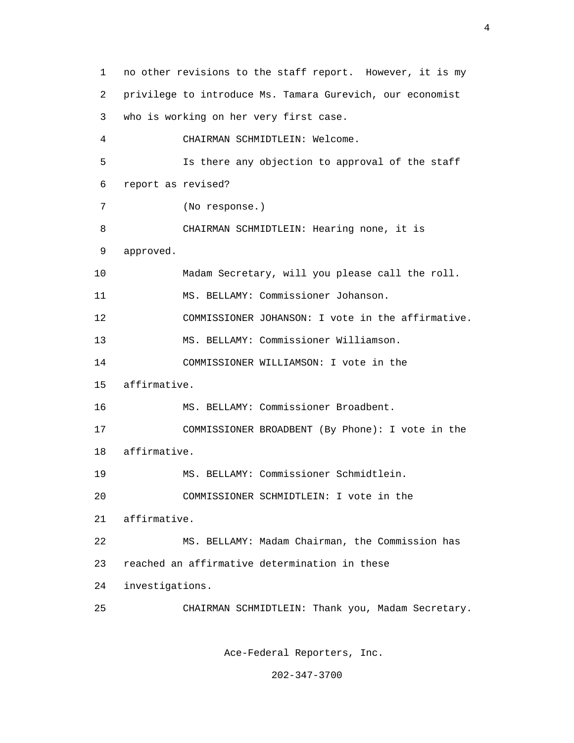no other revisions to the staff report. However, it is my privilege to introduce Ms. Tamara Gurevich, our economist who is working on her very first case.

CHAIRMAN SCHMIDTLEIN: Welcome.

Is there any objection to approval of the staff report as revised?

(No response.)

CHAIRMAN SCHMIDTLEIN: Hearing none, it is approved.

Madam Secretary, will you please call the roll.

MS. BELLAMY: Commissioner Johanson.

COMMISSIONER JOHANSON: I vote in the affirmative.

MS. BELLAMY: Commissioner Williamson.

COMMISSIONER WILLIAMSON: I vote in the affirmative.

MS. BELLAMY: Commissioner Broadbent.

COMMISSIONER BROADBENT (By Phone): I vote in the affirmative.

MS. BELLAMY: Commissioner Schmidtlein.

COMMISSIONER SCHMIDTLEIN: I vote in the affirmative.

MS. BELLAMY: Madam Chairman, the Commission has reached an affirmative determination in these investigations.

CHAIRMAN SCHMIDTLEIN: Thank you, Madam Secretary.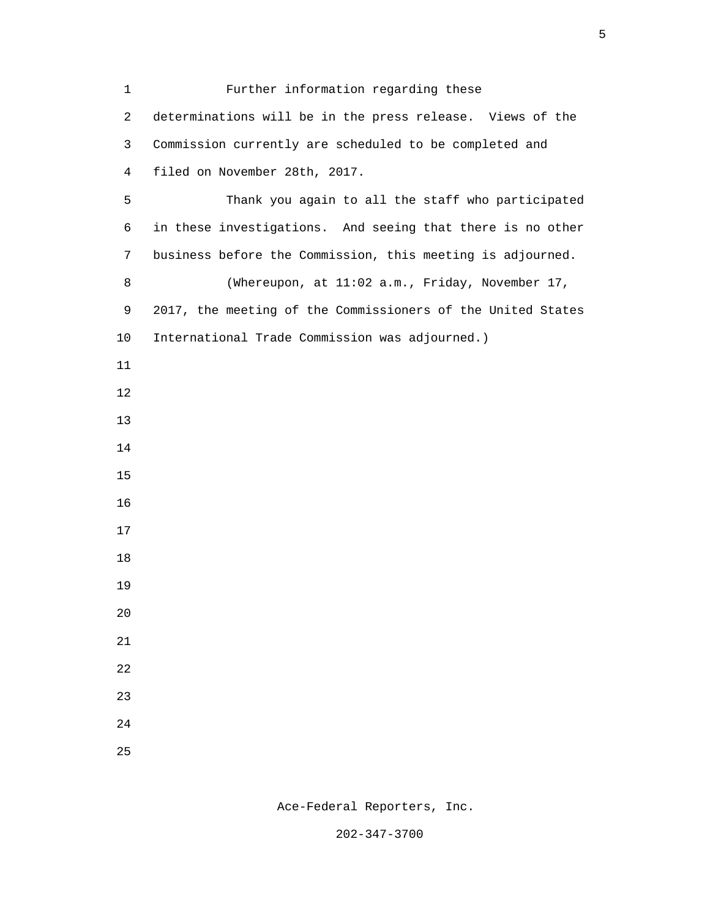Further information regarding these determinations will be in the press release. Views of the Commission currently are scheduled to be completed and filed on November 28th, 2017.

Thank you again to all the staff who participated in these investigations. And seeing that there is no other business before the Commission, this meeting is adjourned.

(Whereupon, at 11:02 a.m., Friday, November 17, 2017, the meeting of the Commissioners of the United States International Trade Commission was adjourned.)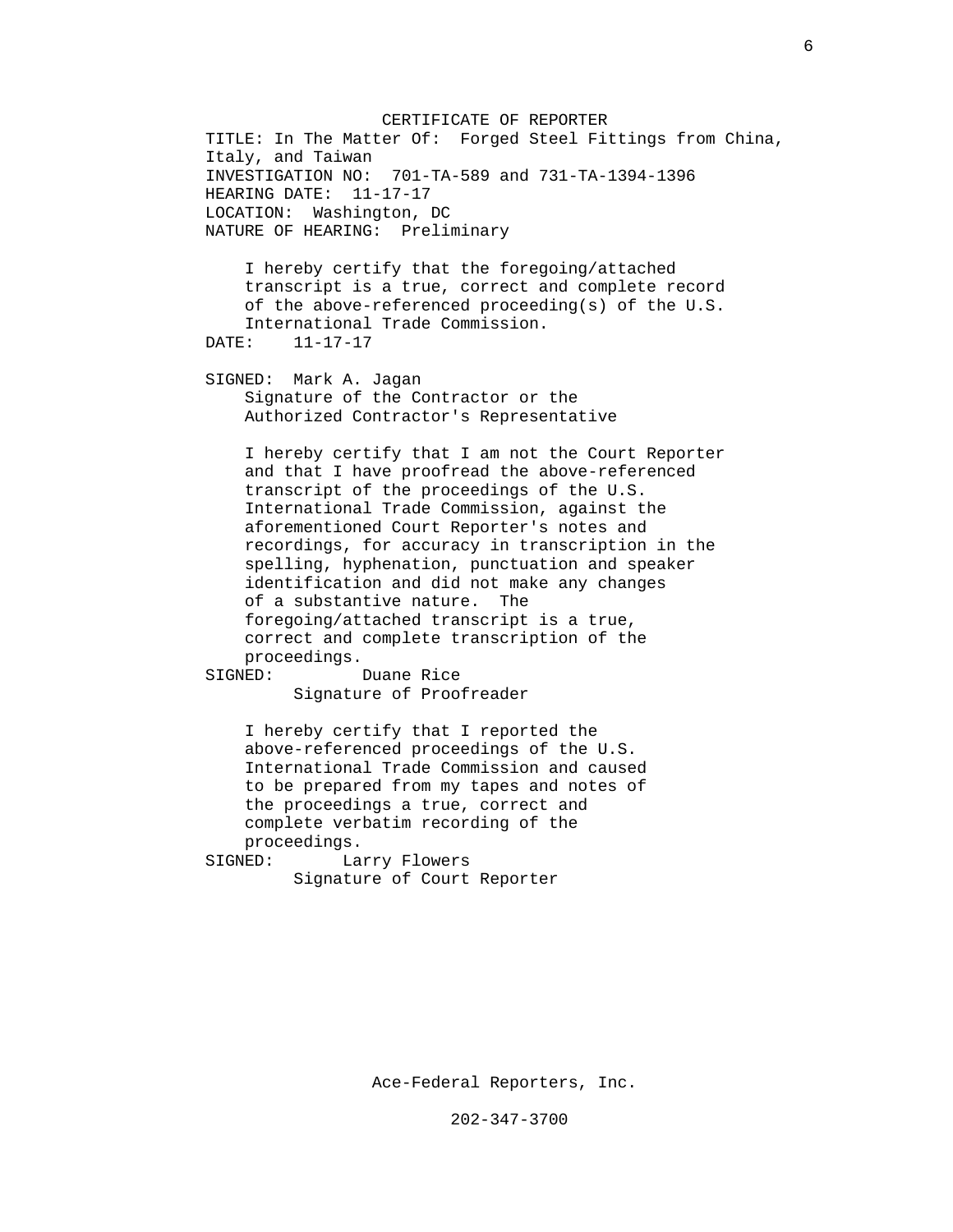# CERTIFICATE OF REPORTER

TITLE: In The Matter Of: Forged Steel Fittings from China, Italy, and Taiwan

INVESTIGATION NO: 701-TA-589 and 731-TA-1394-1396

HEARING DATE: 11-17-17

LOCATION: Washington, DC

NATURE OF HEARING: Preliminary

I hereby certify that the foregoing/attached transcript is a true, correct and complete record of the above-referenced proceeding(s) of the U.S. International Trade Commission.

DATE: 11-17-17

SIGNED: Mark A. Jagan
Signature of the Contractor or the Authorized Contractor's Representative

I hereby certify that I am not the Court Reporter and that I have proofread the above-referenced transcript of the proceedings of the U.S. International Trade Commission, against the aforementioned Court Reporter's notes and recordings, for accuracy in transcription in the spelling, hyphenation, punctuation and speaker identification and did not make any changes of a substantive nature. The foregoing/attached transcript is a true, correct and complete transcription of the proceedings.

SIGNED: Duane Rice
Signature of Proofreader

I hereby certify that I reported the above-referenced proceedings of the U.S. International Trade Commission and caused to be prepared from my tapes and notes of the proceedings a true, correct and complete verbatim recording of the proceedings.

SIGNED: Larry Flowers
Signature of Court Reporter